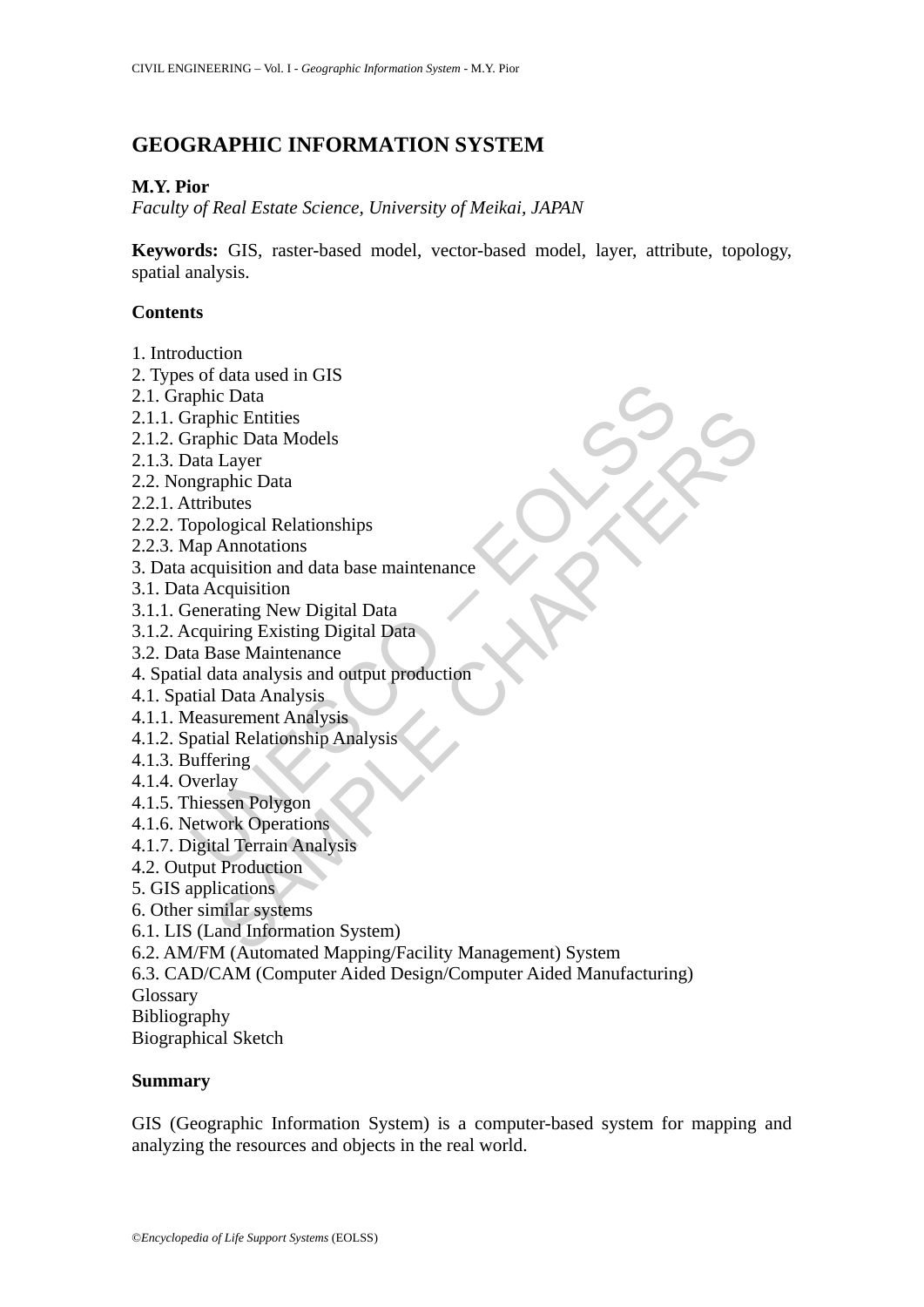# GEOGRAPHIC INFORMATION SYSTEM

**M.Y. Pior**

*Faculty of Real Estate Science, University of Meikai, JAPAN*

**Keywords:** GIS, raster-based model, vector-based model, layer, attribute, topology, spatial analysis.

## Contents

1. Introduction
2. Types of data used in GIS
2.1. Graphic Data
2.1.1. Graphic Entities
2.1.2. Graphic Data Models
2.1.3. Data Layer
2.2. Nongraphic Data
2.2.1. Attributes
2.2.2. Topological Relationships
2.2.3. Map Annotations
3. Data acquisition and data base maintenance
3.1. Data Acquisition
3.1.1. Generating New Digital Data
3.1.2. Acquiring Existing Digital Data
3.2. Data Base Maintenance
4. Spatial data analysis and output production
4.1. Spatial Data Analysis
4.1.1. Measurement Analysis
4.1.2. Spatial Relationship Analysis
4.1.3. Buffering
4.1.4. Overlay
4.1.5. Thiessen Polygon
4.1.6. Network Operations
4.1.7. Digital Terrain Analysis
4.2. Output Production
5. GIS applications
6. Other similar systems
6.1. LIS (Land Information System)
6.2. AM/FM (Automated Mapping/Facility Management) System
6.3. CAD/CAM (Computer Aided Design/Computer Aided Manufacturing)
Glossary
Bibliography
Biographical Sketch

## Summary

GIS (Geographic Information System) is a computer-based system for mapping and analyzing the resources and objects in the real world.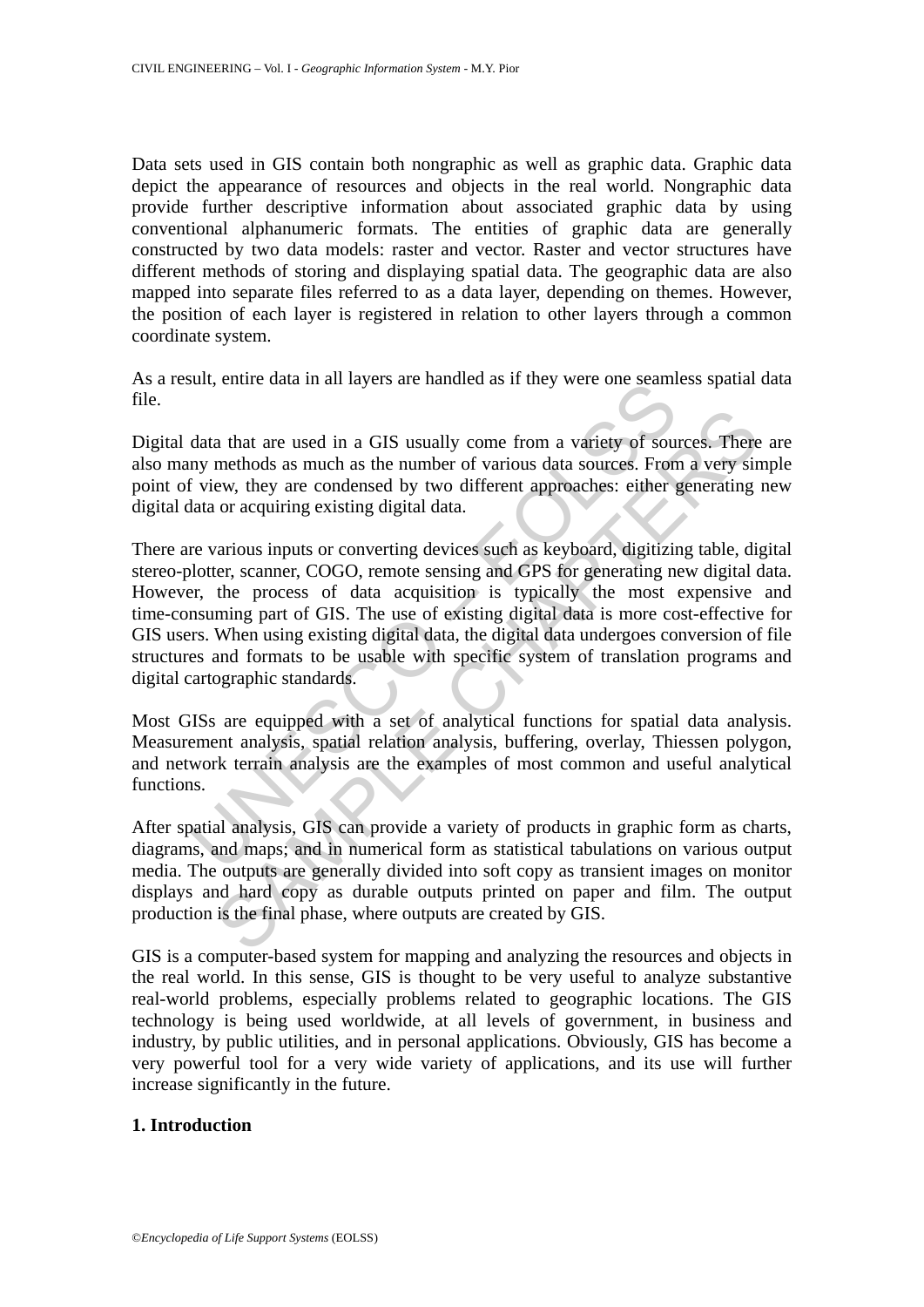Data sets used in GIS contain both nongraphic as well as graphic data. Graphic data depict the appearance of resources and objects in the real world. Nongraphic data provide further descriptive information about associated graphic data by using conventional alphanumeric formats. The entities of graphic data are generally constructed by two data models: raster and vector. Raster and vector structures have different methods of storing and displaying spatial data. The geographic data are also mapped into separate files referred to as a data layer, depending on themes. However, the position of each layer is registered in relation to other layers through a common coordinate system.

As a result, entire data in all layers are handled as if they were one seamless spatial data file.

Digital data that are used in a GIS usually come from a variety of sources. There are also many methods as much as the number of various data sources. From a very simple point of view, they are condensed by two different approaches: either generating new digital data or acquiring existing digital data.

There are various inputs or converting devices such as keyboard, digitizing table, digital stereo-plotter, scanner, COGO, remote sensing and GPS for generating new digital data. However, the process of data acquisition is typically the most expensive and time-consuming part of GIS. The use of existing digital data is more cost-effective for GIS users. When using existing digital data, the digital data undergoes conversion of file structures and formats to be usable with specific system of translation programs and digital cartographic standards.

Most GISs are equipped with a set of analytical functions for spatial data analysis. Measurement analysis, spatial relation analysis, buffering, overlay, Thiessen polygon, and network terrain analysis are the examples of most common and useful analytical functions.

After spatial analysis, GIS can provide a variety of products in graphic form as charts, diagrams, and maps; and in numerical form as statistical tabulations on various output media. The outputs are generally divided into soft copy as transient images on monitor displays and hard copy as durable outputs printed on paper and film. The output production is the final phase, where outputs are created by GIS.

GIS is a computer-based system for mapping and analyzing the resources and objects in the real world. In this sense, GIS is thought to be very useful to analyze substantive real-world problems, especially problems related to geographic locations. The GIS technology is being used worldwide, at all levels of government, in business and industry, by public utilities, and in personal applications. Obviously, GIS has become a very powerful tool for a very wide variety of applications, and its use will further increase significantly in the future.

## 1. Introduction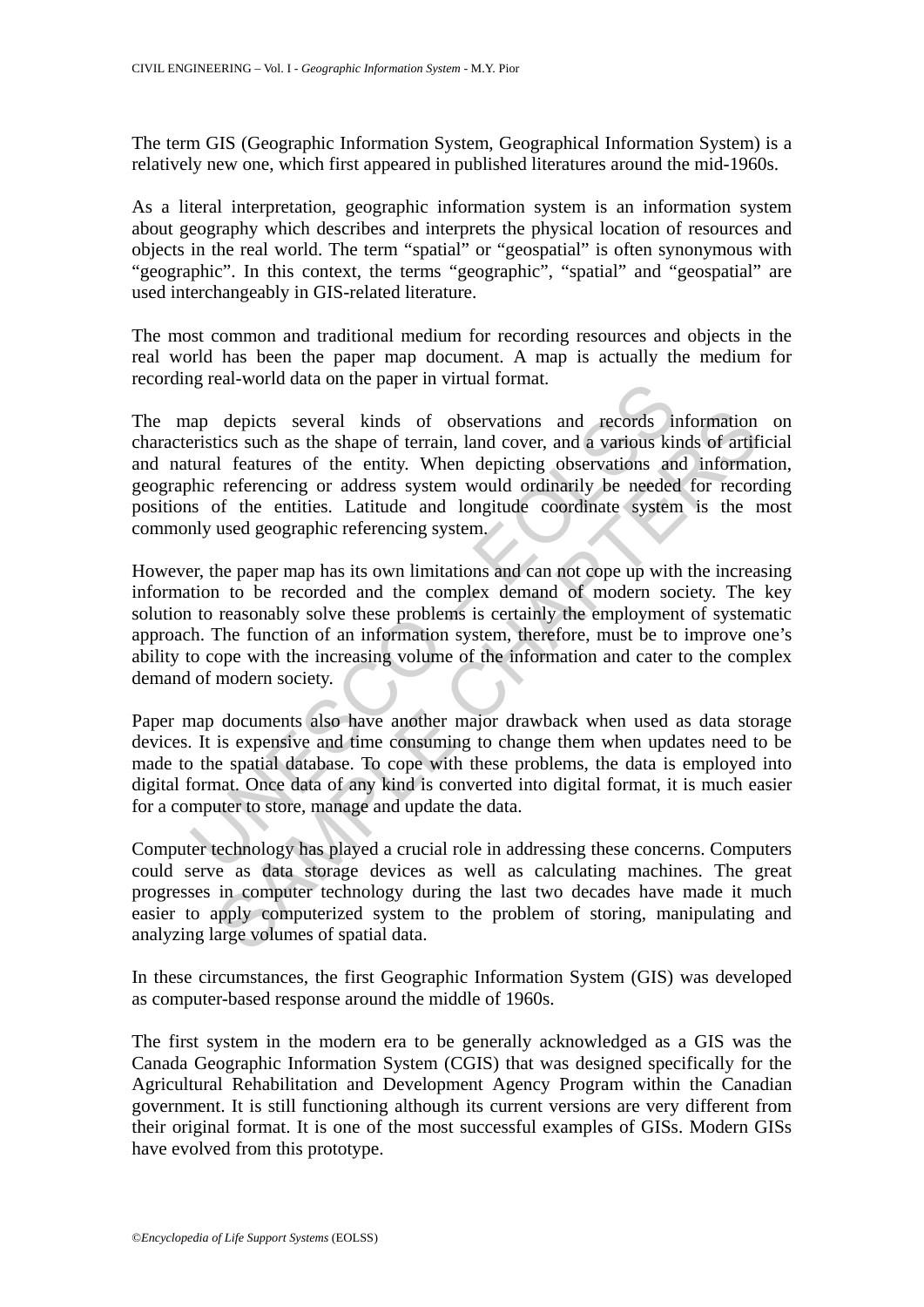The term GIS (Geographic Information System, Geographical Information System) is a relatively new one, which first appeared in published literatures around the mid-1960s.

As a literal interpretation, geographic information system is an information system about geography which describes and interprets the physical location of resources and objects in the real world. The term "spatial" or "geospatial" is often synonymous with "geographic". In this context, the terms "geographic", "spatial" and "geospatial" are used interchangeably in GIS-related literature.

The most common and traditional medium for recording resources and objects in the real world has been the paper map document. A map is actually the medium for recording real-world data on the paper in virtual format.

The map depicts several kinds of observations and records information on characteristics such as the shape of terrain, land cover, and a various kinds of artificial and natural features of the entity. When depicting observations and information, geographic referencing or address system would ordinarily be needed for recording positions of the entities. Latitude and longitude coordinate system is the most commonly used geographic referencing system.

However, the paper map has its own limitations and can not cope up with the increasing information to be recorded and the complex demand of modern society. The key solution to reasonably solve these problems is certainly the employment of systematic approach. The function of an information system, therefore, must be to improve one's ability to cope with the increasing volume of the information and cater to the complex demand of modern society.

Paper map documents also have another major drawback when used as data storage devices. It is expensive and time consuming to change them when updates need to be made to the spatial database. To cope with these problems, the data is employed into digital format. Once data of any kind is converted into digital format, it is much easier for a computer to store, manage and update the data.

Computer technology has played a crucial role in addressing these concerns. Computers could serve as data storage devices as well as calculating machines. The great progresses in computer technology during the last two decades have made it much easier to apply computerized system to the problem of storing, manipulating and analyzing large volumes of spatial data.

In these circumstances, the first Geographic Information System (GIS) was developed as computer-based response around the middle of 1960s.

The first system in the modern era to be generally acknowledged as a GIS was the Canada Geographic Information System (CGIS) that was designed specifically for the Agricultural Rehabilitation and Development Agency Program within the Canadian government. It is still functioning although its current versions are very different from their original format. It is one of the most successful examples of GISs. Modern GISs have evolved from this prototype.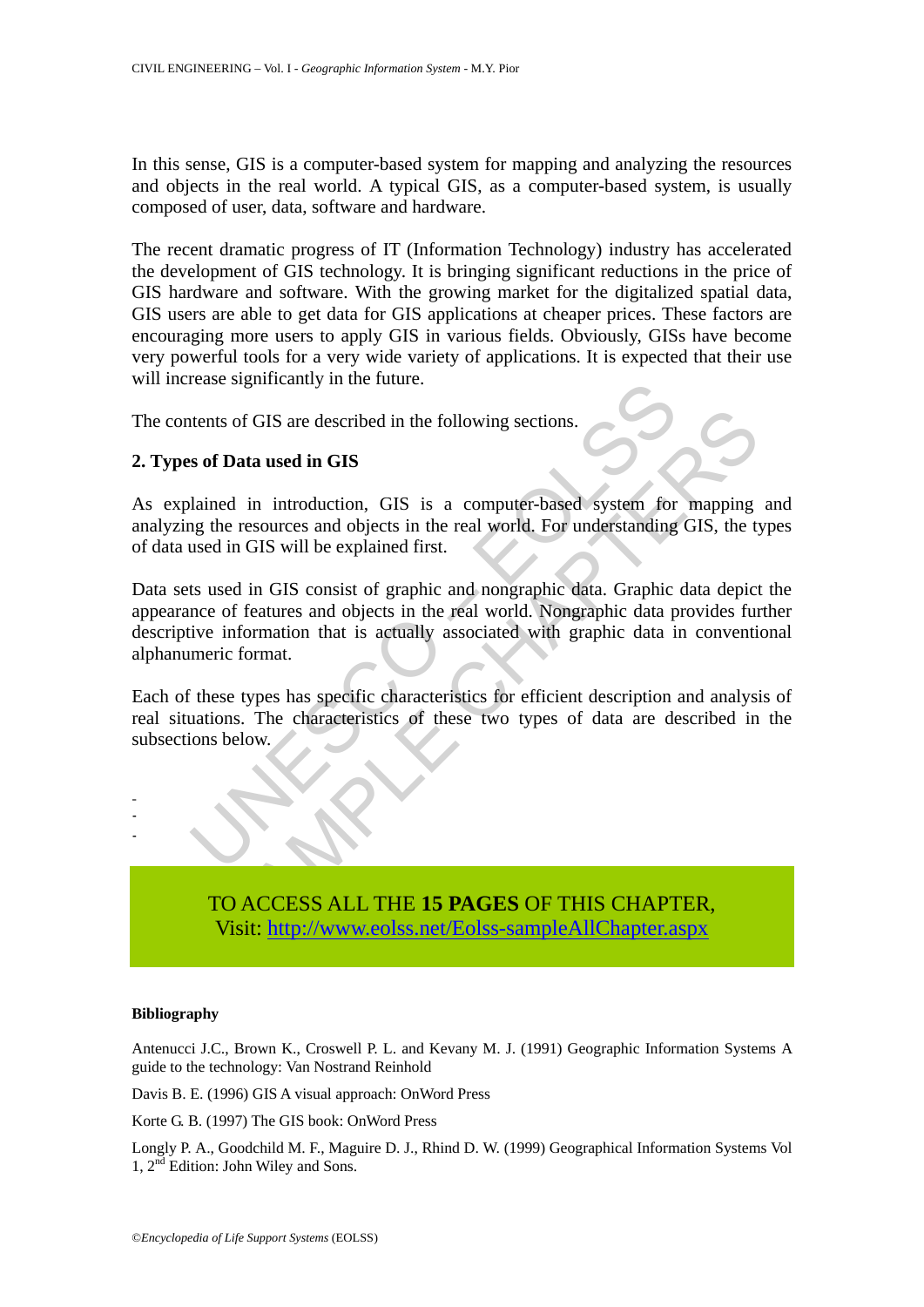In this sense, GIS is a computer-based system for mapping and analyzing the resources and objects in the real world. A typical GIS, as a computer-based system, is usually composed of user, data, software and hardware.

The recent dramatic progress of IT (Information Technology) industry has accelerated the development of GIS technology. It is bringing significant reductions in the price of GIS hardware and software. With the growing market for the digitalized spatial data, GIS users are able to get data for GIS applications at cheaper prices. These factors are encouraging more users to apply GIS in various fields. Obviously, GISs have become very powerful tools for a very wide variety of applications. It is expected that their use will increase significantly in the future.

The contents of GIS are described in the following sections.

## 2. Types of Data used in GIS

As explained in introduction, GIS is a computer-based system for mapping and analyzing the resources and objects in the real world. For understanding GIS, the types of data used in GIS will be explained first.

Data sets used in GIS consist of graphic and nongraphic data. Graphic data depict the appearance of features and objects in the real world. Nongraphic data provides further descriptive information that is actually associated with graphic data in conventional alphanumeric format.

Each of these types has specific characteristics for efficient description and analysis of real situations. The characteristics of these two types of data are described in the subsections below.

-
-
-

TO ACCESS ALL THE **15 PAGES** OF THIS CHAPTER,
Visit: http://www.eolss.net/Eolss-sampleAllChapter.aspx

#### Bibliography

Antenucci J.C., Brown K., Croswell P. L. and Kevany M. J. (1991) Geographic Information Systems A guide to the technology: Van Nostrand Reinhold

Davis B. E. (1996) GIS A visual approach: OnWord Press

Korte G. B. (1997) The GIS book: OnWord Press

Longly P. A., Goodchild M. F., Maguire D. J., Rhind D. W. (1999) Geographical Information Systems Vol 1, 2nd Edition: John Wiley and Sons.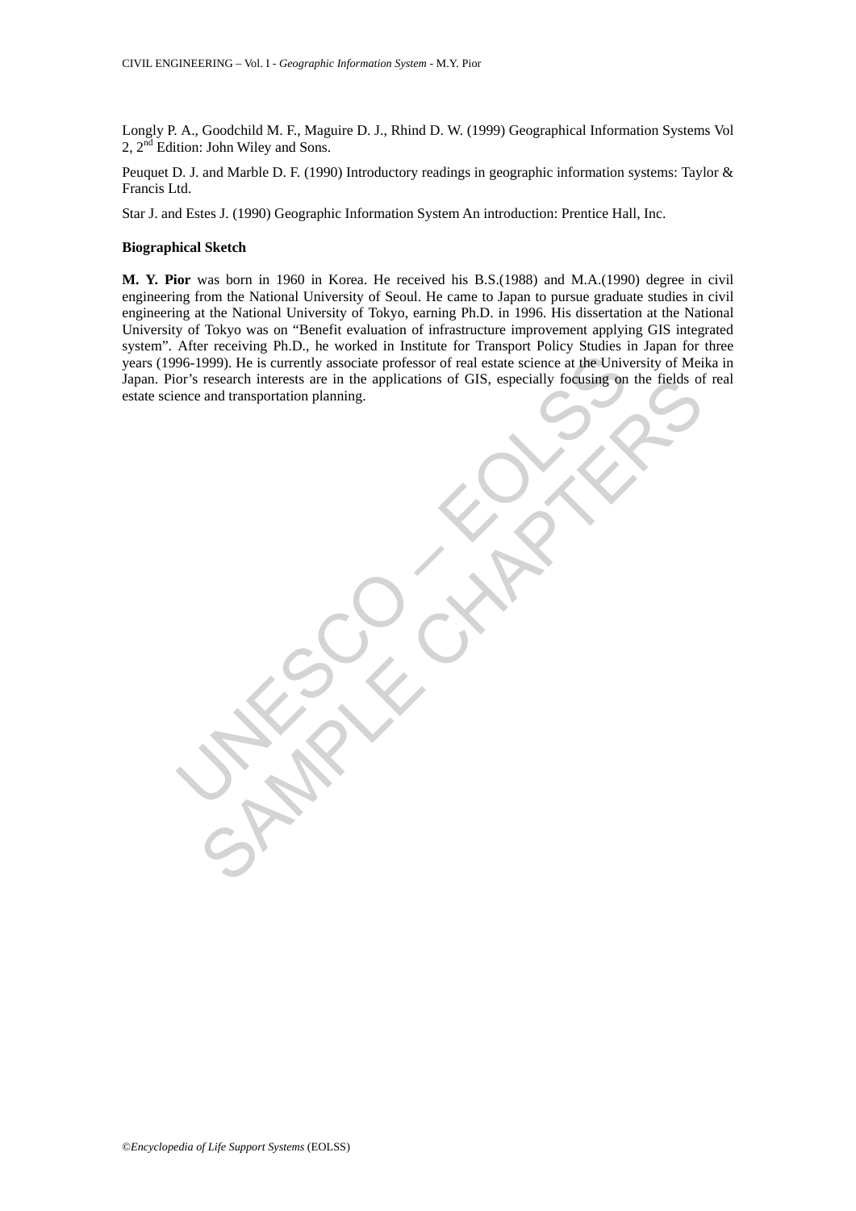Longly P. A., Goodchild M. F., Maguire D. J., Rhind D. W. (1999) Geographical Information Systems Vol 2, 2nd Edition: John Wiley and Sons.

Peuquet D. J. and Marble D. F. (1990) Introductory readings in geographic information systems: Taylor & Francis Ltd.

Star J. and Estes J. (1990) Geographic Information System An introduction: Prentice Hall, Inc.

**Biographical Sketch**

**M. Y. Pior** was born in 1960 in Korea. He received his B.S.(1988) and M.A.(1990) degree in civil engineering from the National University of Seoul. He came to Japan to pursue graduate studies in civil engineering at the National University of Tokyo, earning Ph.D. in 1996. His dissertation at the National University of Tokyo was on "Benefit evaluation of infrastructure improvement applying GIS integrated system". After receiving Ph.D., he worked in Institute for Transport Policy Studies in Japan for three years (1996-1999). He is currently associate professor of real estate science at the University of Meika in Japan. Pior's research interests are in the applications of GIS, especially focusing on the fields of real estate science and transportation planning.